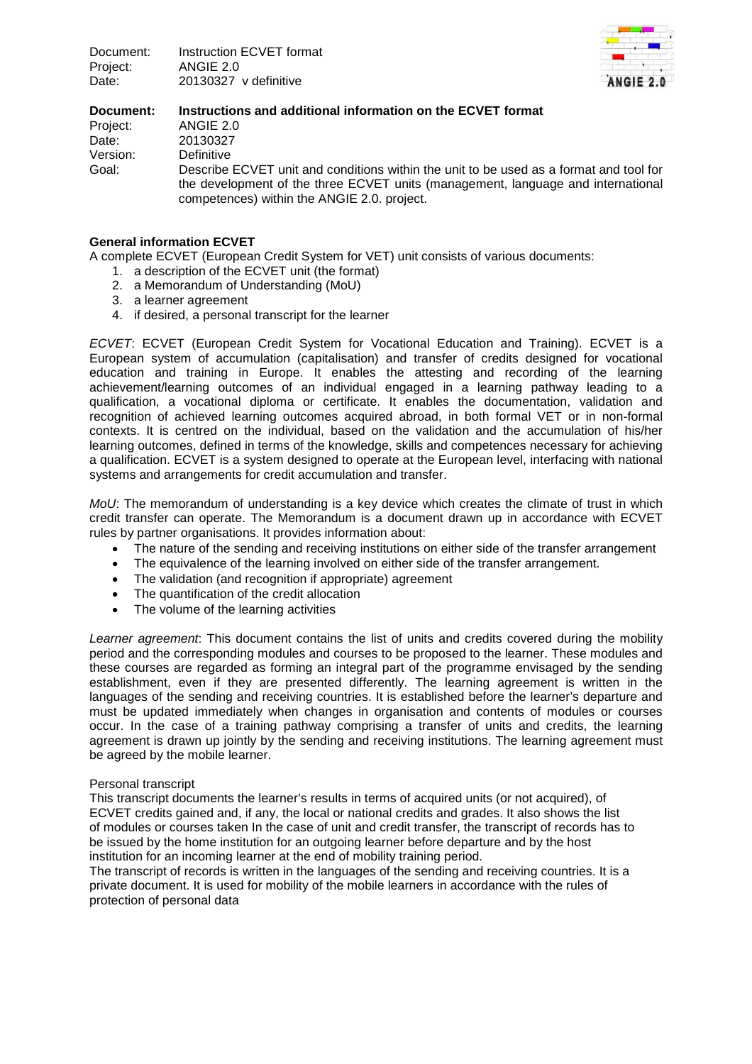**Document:** Instructions and additional information on the ECVET format
Project: ANGIE 2.0
Date: 20130327
Version: Definitive
Goal: Describe ECVET unit and conditions within the unit to be used as a format and tool for the development of the three ECVET units (management, language and international competences) within the ANGIE 2.0. project.

**General information ECVET**

A complete ECVET (European Credit System for VET) unit consists of various documents:

1. a description of the ECVET unit (the format)
2. a Memorandum of Understanding (MoU)
3. a learner agreement
4. if desired, a personal transcript for the learner

*ECVET*: ECVET (European Credit System for Vocational Education and Training). ECVET is a European system of accumulation (capitalisation) and transfer of credits designed for vocational education and training in Europe. It enables the attesting and recording of the learning achievement/learning outcomes of an individual engaged in a learning pathway leading to a qualification, a vocational diploma or certificate. It enables the documentation, validation and recognition of achieved learning outcomes acquired abroad, in both formal VET or in non-formal contexts. It is centred on the individual, based on the validation and the accumulation of his/her learning outcomes, defined in terms of the knowledge, skills and competences necessary for achieving a qualification. ECVET is a system designed to operate at the European level, interfacing with national systems and arrangements for credit accumulation and transfer.

*MoU*: The memorandum of understanding is a key device which creates the climate of trust in which credit transfer can operate. The Memorandum is a document drawn up in accordance with ECVET rules by partner organisations. It provides information about:

- The nature of the sending and receiving institutions on either side of the transfer arrangement
- The equivalence of the learning involved on either side of the transfer arrangement.
- The validation (and recognition if appropriate) agreement
- The quantification of the credit allocation
- The volume of the learning activities

*Learner agreement*: This document contains the list of units and credits covered during the mobility period and the corresponding modules and courses to be proposed to the learner. These modules and these courses are regarded as forming an integral part of the programme envisaged by the sending establishment, even if they are presented differently. The learning agreement is written in the languages of the sending and receiving countries. It is established before the learner's departure and must be updated immediately when changes in organisation and contents of modules or courses occur. In the case of a training pathway comprising a transfer of units and credits, the learning agreement is drawn up jointly by the sending and receiving institutions. The learning agreement must be agreed by the mobile learner.

Personal transcript

This transcript documents the learner's results in terms of acquired units (or not acquired), of ECVET credits gained and, if any, the local or national credits and grades. It also shows the list of modules or courses taken In the case of unit and credit transfer, the transcript of records has to be issued by the home institution for an outgoing learner before departure and by the host institution for an incoming learner at the end of mobility training period.

The transcript of records is written in the languages of the sending and receiving countries. It is a private document. It is used for mobility of the mobile learners in accordance with the rules of protection of personal data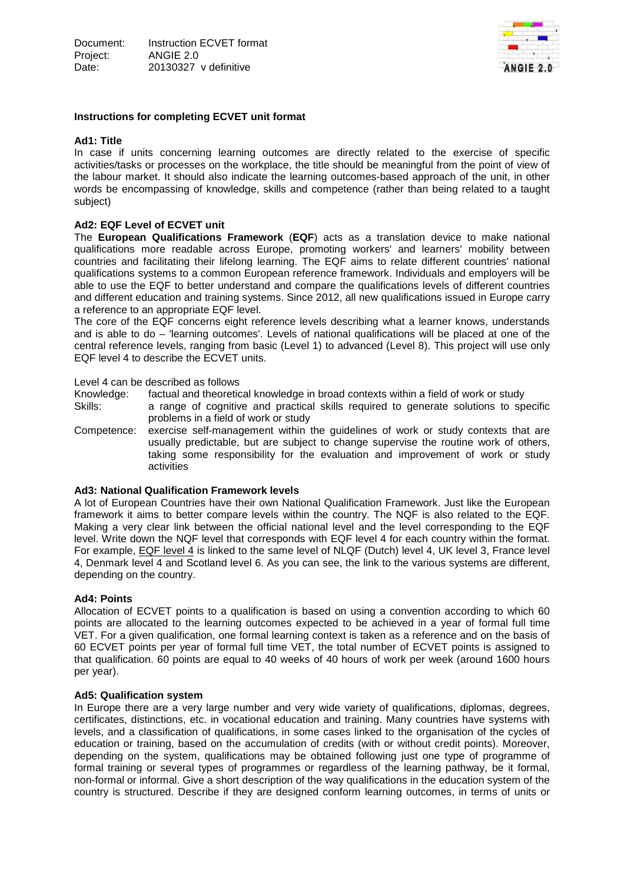Document: Instruction ECVET format
Project: ANGIE 2.0
Date: 20130327 v definitive

## Instructions for completing ECVET unit format

### Ad1: Title

In case if units concerning learning outcomes are directly related to the exercise of specific activities/tasks or processes on the workplace, the title should be meaningful from the point of view of the labour market. It should also indicate the learning outcomes-based approach of the unit, in other words be encompassing of knowledge, skills and competence (rather than being related to a taught subject)

### Ad2: EQF Level of ECVET unit

The **European Qualifications Framework** (**EQF**) acts as a translation device to make national qualifications more readable across Europe, promoting workers' and learners' mobility between countries and facilitating their lifelong learning. The EQF aims to relate different countries' national qualifications systems to a common European reference framework. Individuals and employers will be able to use the EQF to better understand and compare the qualifications levels of different countries and different education and training systems. Since 2012, all new qualifications issued in Europe carry a reference to an appropriate EQF level.

The core of the EQF concerns eight reference levels describing what a learner knows, understands and is able to do – 'learning outcomes'. Levels of national qualifications will be placed at one of the central reference levels, ranging from basic (Level 1) to advanced (Level 8). This project will use only EQF level 4 to describe the ECVET units.

Level 4 can be described as follows

Knowledge: factual and theoretical knowledge in broad contexts within a field of work or study

Skills: a range of cognitive and practical skills required to generate solutions to specific problems in a field of work or study

Competence: exercise self-management within the guidelines of work or study contexts that are usually predictable, but are subject to change supervise the routine work of others, taking some responsibility for the evaluation and improvement of work or study activities

### Ad3: National Qualification Framework levels

A lot of European Countries have their own National Qualification Framework. Just like the European framework it aims to better compare levels within the country. The NQF is also related to the EQF. Making a very clear link between the official national level and the level corresponding to the EQF level. Write down the NQF level that corresponds with EQF level 4 for each country within the format. For example, EQF level 4 is linked to the same level of NLQF (Dutch) level 4, UK level 3, France level 4, Denmark level 4 and Scotland level 6. As you can see, the link to the various systems are different, depending on the country.

### Ad4: Points

Allocation of ECVET points to a qualification is based on using a convention according to which 60 points are allocated to the learning outcomes expected to be achieved in a year of formal full time VET. For a given qualification, one formal learning context is taken as a reference and on the basis of 60 ECVET points per year of formal full time VET, the total number of ECVET points is assigned to that qualification. 60 points are equal to 40 weeks of 40 hours of work per week (around 1600 hours per year).

### Ad5: Qualification system

In Europe there are a very large number and very wide variety of qualifications, diplomas, degrees, certificates, distinctions, etc. in vocational education and training. Many countries have systems with levels, and a classification of qualifications, in some cases linked to the organisation of the cycles of education or training, based on the accumulation of credits (with or without credit points). Moreover, depending on the system, qualifications may be obtained following just one type of programme of formal training or several types of programmes or regardless of the learning pathway, be it formal, non-formal or informal. Give a short description of the way qualifications in the education system of the country is structured. Describe if they are designed conform learning outcomes, in terms of units or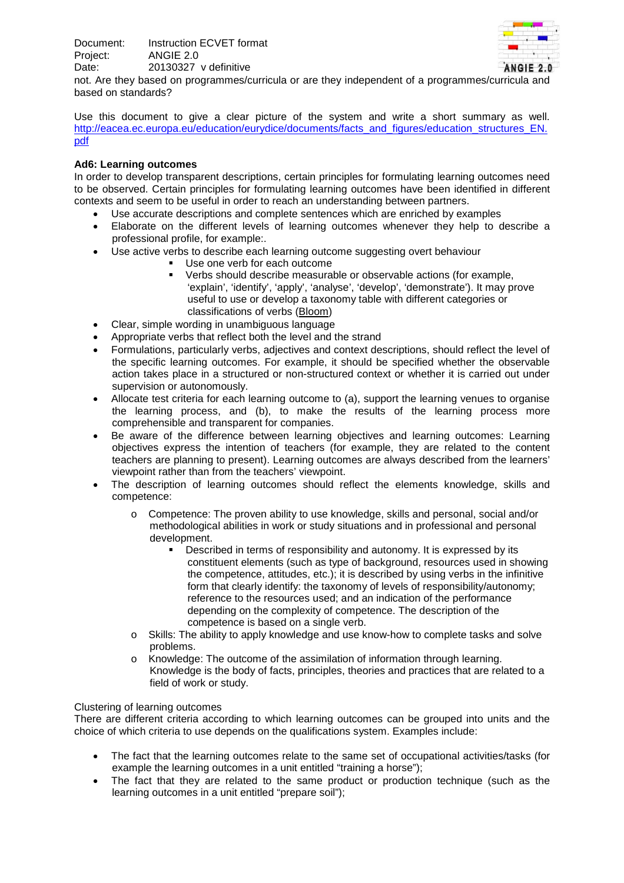not. Are they based on programmes/curricula or are they independent of a programmes/curricula and based on standards?

Use this document to give a clear picture of the system and write a short summary as well. http://eacea.ec.europa.eu/education/eurydice/documents/facts_and_figures/education_structures_EN.pdf

**Ad6: Learning outcomes**

In order to develop transparent descriptions, certain principles for formulating learning outcomes need to be observed. Certain principles for formulating learning outcomes have been identified in different contexts and seem to be useful in order to reach an understanding between partners.

- Use accurate descriptions and complete sentences which are enriched by examples
- Elaborate on the different levels of learning outcomes whenever they help to describe a professional profile, for example:.
- Use active verbs to describe each learning outcome suggesting overt behaviour
  - Use one verb for each outcome
  - Verbs should describe measurable or observable actions (for example, 'explain', 'identify', 'apply', 'analyse', 'develop', 'demonstrate'). It may prove useful to use or develop a taxonomy table with different categories or classifications of verbs (Bloom)
- Clear, simple wording in unambiguous language
- Appropriate verbs that reflect both the level and the strand
- Formulations, particularly verbs, adjectives and context descriptions, should reflect the level of the specific learning outcomes. For example, it should be specified whether the observable action takes place in a structured or non-structured context or whether it is carried out under supervision or autonomously.
- Allocate test criteria for each learning outcome to (a), support the learning venues to organise the learning process, and (b), to make the results of the learning process more comprehensible and transparent for companies.
- Be aware of the difference between learning objectives and learning outcomes: Learning objectives express the intention of teachers (for example, they are related to the content teachers are planning to present). Learning outcomes are always described from the learners' viewpoint rather than from the teachers' viewpoint.
- The description of learning outcomes should reflect the elements knowledge, skills and competence:
  - Competence: The proven ability to use knowledge, skills and personal, social and/or methodological abilities in work or study situations and in professional and personal development.
    - Described in terms of responsibility and autonomy. It is expressed by its constituent elements (such as type of background, resources used in showing the competence, attitudes, etc.); it is described by using verbs in the infinitive form that clearly identify: the taxonomy of levels of responsibility/autonomy; reference to the resources used; and an indication of the performance depending on the complexity of competence. The description of the competence is based on a single verb.
  - Skills: The ability to apply knowledge and use know-how to complete tasks and solve problems.
  - Knowledge: The outcome of the assimilation of information through learning. Knowledge is the body of facts, principles, theories and practices that are related to a field of work or study.

Clustering of learning outcomes

There are different criteria according to which learning outcomes can be grouped into units and the choice of which criteria to use depends on the qualifications system. Examples include:

- The fact that the learning outcomes relate to the same set of occupational activities/tasks (for example the learning outcomes in a unit entitled "training a horse");
- The fact that they are related to the same product or production technique (such as the learning outcomes in a unit entitled "prepare soil");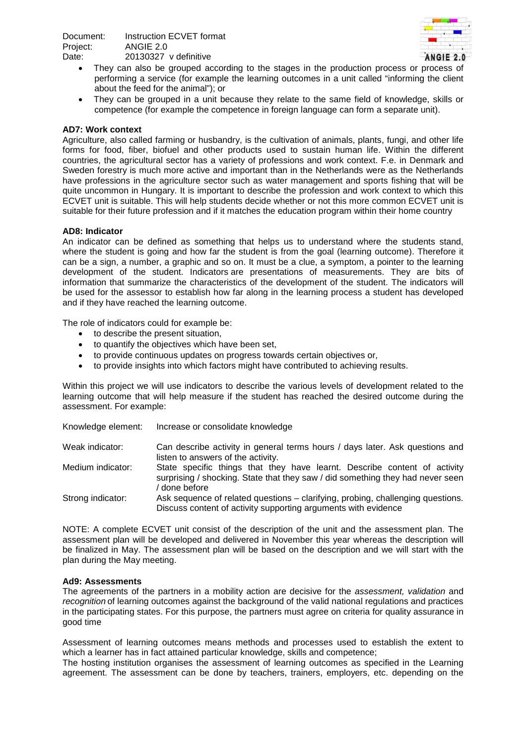- They can also be grouped according to the stages in the production process or process of performing a service (for example the learning outcomes in a unit called "informing the client about the feed for the animal"); or
- They can be grouped in a unit because they relate to the same field of knowledge, skills or competence (for example the competence in foreign language can form a separate unit).

**AD7: Work context**

Agriculture, also called farming or husbandry, is the cultivation of animals, plants, fungi, and other life forms for food, fiber, biofuel and other products used to sustain human life. Within the different countries, the agricultural sector has a variety of professions and work context. F.e. in Denmark and Sweden forestry is much more active and important than in the Netherlands were as the Netherlands have professions in the agriculture sector such as water management and sports fishing that will be quite uncommon in Hungary. It is important to describe the profession and work context to which this ECVET unit is suitable. This will help students decide whether or not this more common ECVET unit is suitable for their future profession and if it matches the education program within their home country

**AD8: Indicator**

An indicator can be defined as something that helps us to understand where the students stand, where the student is going and how far the student is from the goal (learning outcome). Therefore it can be a sign, a number, a graphic and so on. It must be a clue, a symptom, a pointer to the learning development of the student. Indicators are presentations of measurements. They are bits of information that summarize the characteristics of the development of the student. The indicators will be used for the assessor to establish how far along in the learning process a student has developed and if they have reached the learning outcome.

The role of indicators could for example be:

- to describe the present situation,
- to quantify the objectives which have been set,
- to provide continuous updates on progress towards certain objectives or,
- to provide insights into which factors might have contributed to achieving results.

Within this project we will use indicators to describe the various levels of development related to the learning outcome that will help measure if the student has reached the desired outcome during the assessment. For example:

| | |
|---|---|
| Knowledge element: | Increase or consolidate knowledge |
| Weak indicator: | Can describe activity in general terms hours / days later. Ask questions and listen to answers of the activity. |
| Medium indicator: | State specific things that they have learnt. Describe content of activity surprising / shocking. State that they saw / did something they had never seen / done before |
| Strong indicator: | Ask sequence of related questions – clarifying, probing, challenging questions. Discuss content of activity supporting arguments with evidence |

NOTE: A complete ECVET unit consist of the description of the unit and the assessment plan. The assessment plan will be developed and delivered in November this year whereas the description will be finalized in May. The assessment plan will be based on the description and we will start with the plan during the May meeting.

**Ad9: Assessments**

The agreements of the partners in a mobility action are decisive for the *assessment, validation* and *recognition* of learning outcomes against the background of the valid national regulations and practices in the participating states. For this purpose, the partners must agree on criteria for quality assurance in good time

Assessment of learning outcomes means methods and processes used to establish the extent to which a learner has in fact attained particular knowledge, skills and competence;

The hosting institution organises the assessment of learning outcomes as specified in the Learning agreement. The assessment can be done by teachers, trainers, employers, etc. depending on the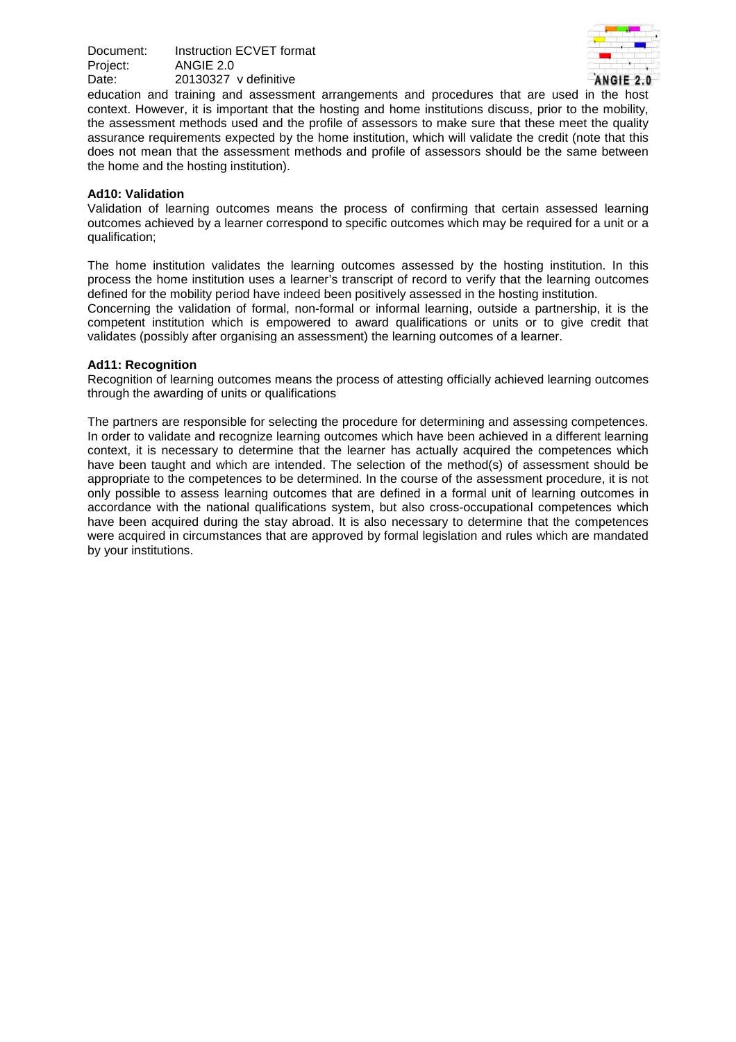education and training and assessment arrangements and procedures that are used in the host context. However, it is important that the hosting and home institutions discuss, prior to the mobility, the assessment methods used and the profile of assessors to make sure that these meet the quality assurance requirements expected by the home institution, which will validate the credit (note that this does not mean that the assessment methods and profile of assessors should be the same between the home and the hosting institution).

**Ad10: Validation**

Validation of learning outcomes means the process of confirming that certain assessed learning outcomes achieved by a learner correspond to specific outcomes which may be required for a unit or a qualification;

The home institution validates the learning outcomes assessed by the hosting institution. In this process the home institution uses a learner's transcript of record to verify that the learning outcomes defined for the mobility period have indeed been positively assessed in the hosting institution.
Concerning the validation of formal, non-formal or informal learning, outside a partnership, it is the competent institution which is empowered to award qualifications or units or to give credit that validates (possibly after organising an assessment) the learning outcomes of a learner.

**Ad11: Recognition**

Recognition of learning outcomes means the process of attesting officially achieved learning outcomes through the awarding of units or qualifications

The partners are responsible for selecting the procedure for determining and assessing competences. In order to validate and recognize learning outcomes which have been achieved in a different learning context, it is necessary to determine that the learner has actually acquired the competences which have been taught and which are intended. The selection of the method(s) of assessment should be appropriate to the competences to be determined. In the course of the assessment procedure, it is not only possible to assess learning outcomes that are defined in a formal unit of learning outcomes in accordance with the national qualifications system, but also cross-occupational competences which have been acquired during the stay abroad. It is also necessary to determine that the competences were acquired in circumstances that are approved by formal legislation and rules which are mandated by your institutions.